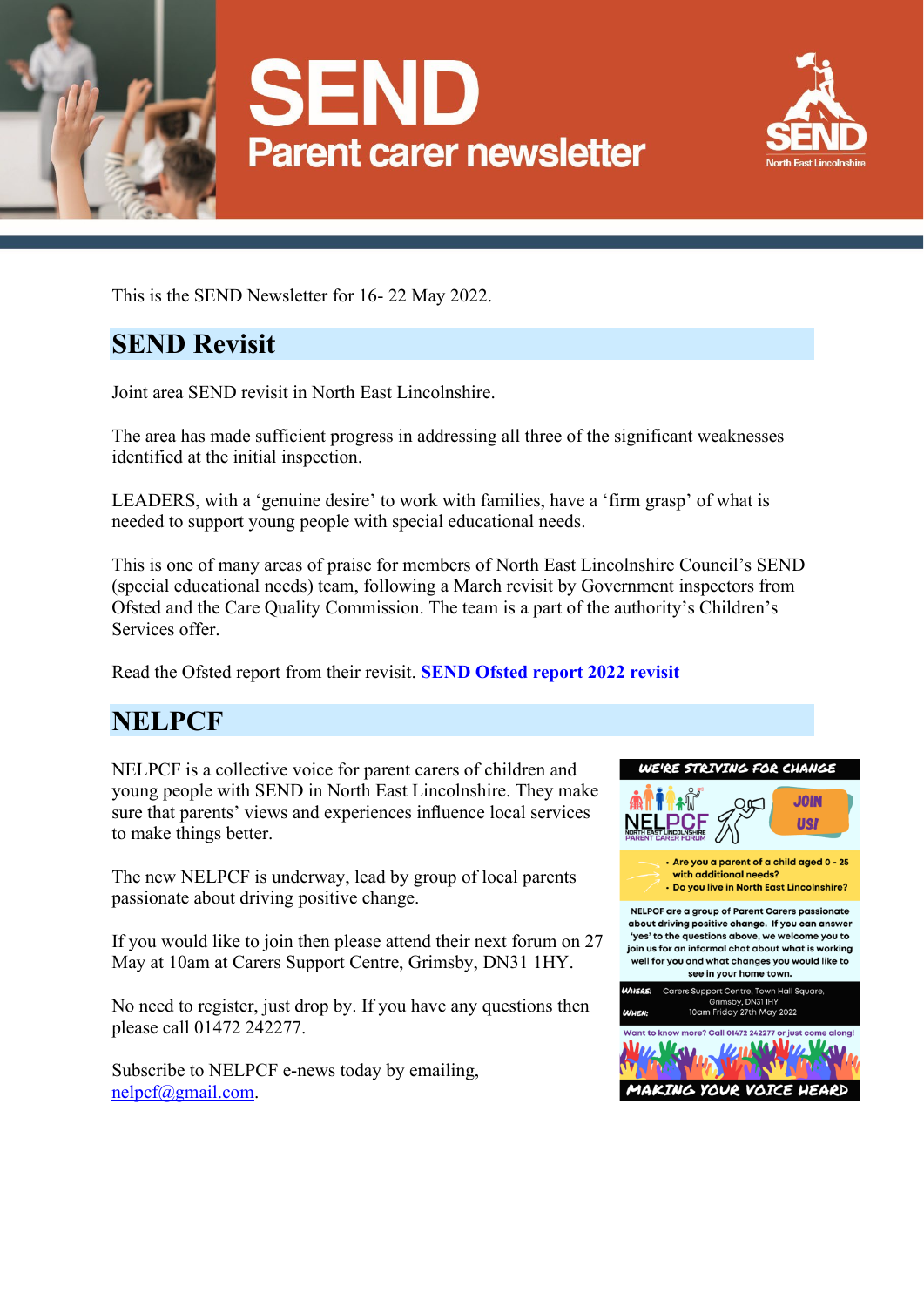# SEND
## Parent carer newsletter

This is the SEND Newsletter for 16- 22 May 2022.

## SEND Revisit

Joint area SEND revisit in North East Lincolnshire.

The area has made sufficient progress in addressing all three of the significant weaknesses identified at the initial inspection.

LEADERS, with a 'genuine desire' to work with families, have a 'firm grasp' of what is needed to support young people with special educational needs.

This is one of many areas of praise for members of North East Lincolnshire Council's SEND (special educational needs) team, following a March revisit by Government inspectors from Ofsted and the Care Quality Commission. The team is a part of the authority's Children's Services offer.

Read the Ofsted report from their revisit. **SEND Ofsted report 2022 revisit**

## NELPCF

NELPCF is a collective voice for parent carers of children and young people with SEND in North East Lincolnshire. They make sure that parents' views and experiences influence local services to make things better.

The new NELPCF is underway, lead by group of local parents passionate about driving positive change.

If you would like to join then please attend their next forum on 27 May at 10am at Carers Support Centre, Grimsby, DN31 1HY.

No need to register, just drop by. If you have any questions then please call 01472 242277.

Subscribe to NELPCF e-news today by emailing, nelpcf@gmail.com.

**WE'RE STRIVING FOR CHANGE**

NELPCF – North East Lincolnshire Parent Carer Forum

JOIN US!

- Are you a parent of a child aged 0 - 25 with additional needs?
- Do you live in North East Lincolnshire?

NELPCF are a group of Parent Carers passionate about driving positive change. If you can answer 'yes' to the questions above, we welcome you to join us for an informal chat about what is working well for you and what changes you would like to see in your home town.

WHERE: Carers Support Centre, Town Hall Square, Grimsby, DN31 1HY
WHEN: 10am Friday 27th May 2022

Want to know more? Call 01472 242277 or just come along!

**MAKING YOUR VOICE HEARD**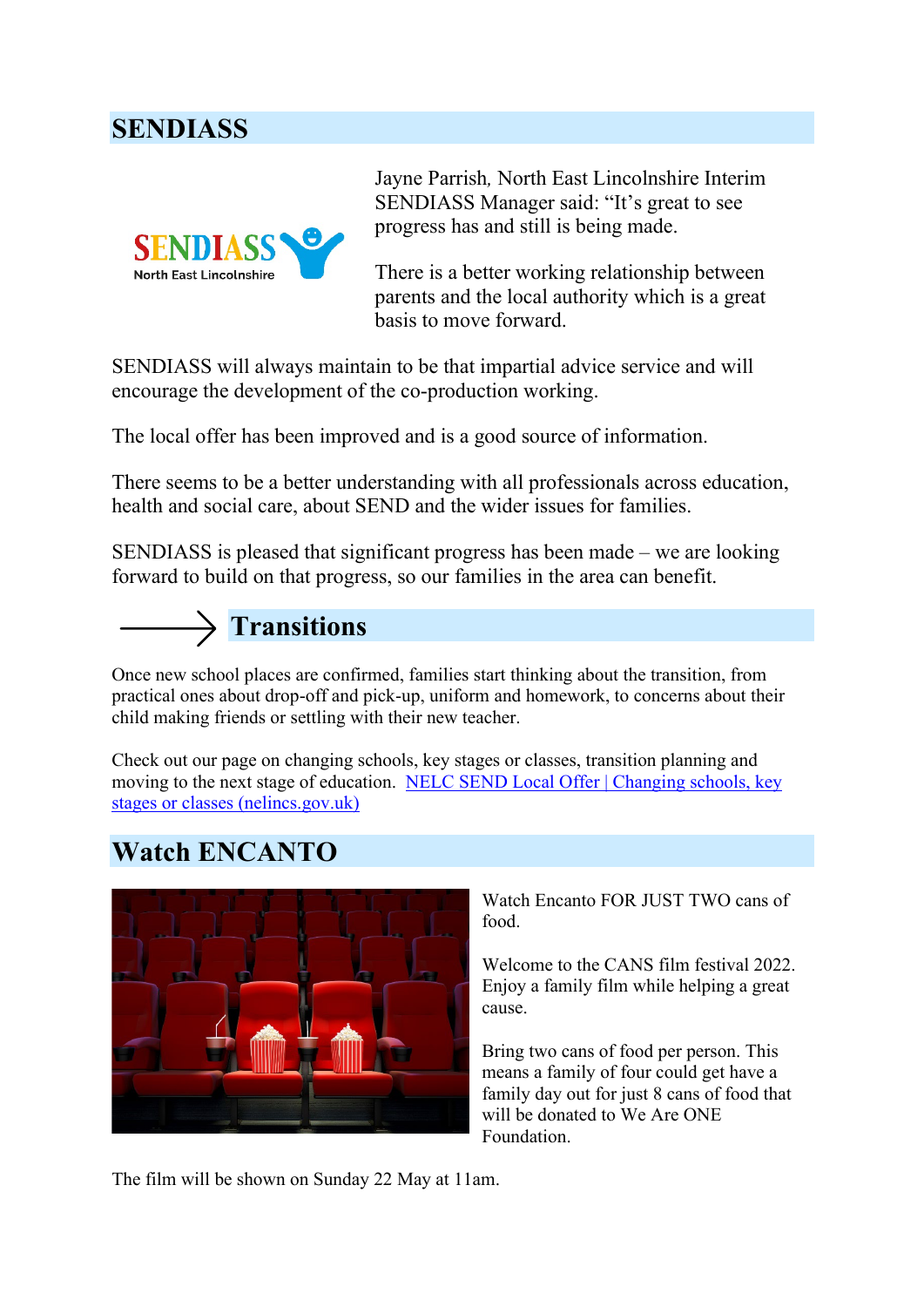## SENDIASS

Jayne Parrish, North East Lincolnshire Interim SENDIASS Manager said: "It's great to see progress has and still is being made.

There is a better working relationship between parents and the local authority which is a great basis to move forward.

SENDIASS will always maintain to be that impartial advice service and will encourage the development of the co-production working.

The local offer has been improved and is a good source of information.

There seems to be a better understanding with all professionals across education, health and social care, about SEND and the wider issues for families.

SENDIASS is pleased that significant progress has been made – we are looking forward to build on that progress, so our families in the area can benefit.

## Transitions

Once new school places are confirmed, families start thinking about the transition, from practical ones about drop-off and pick-up, uniform and homework, to concerns about their child making friends or settling with their new teacher.

Check out our page on changing schools, key stages or classes, transition planning and moving to the next stage of education. [NELC SEND Local Offer | Changing schools, key stages or classes (nelincs.gov.uk)]

## Watch ENCANTO

Watch Encanto FOR JUST TWO cans of food.

Welcome to the CANS film festival 2022. Enjoy a family film while helping a great cause.

Bring two cans of food per person. This means a family of four could get have a family day out for just 8 cans of food that will be donated to We Are ONE Foundation.

The film will be shown on Sunday 22 May at 11am.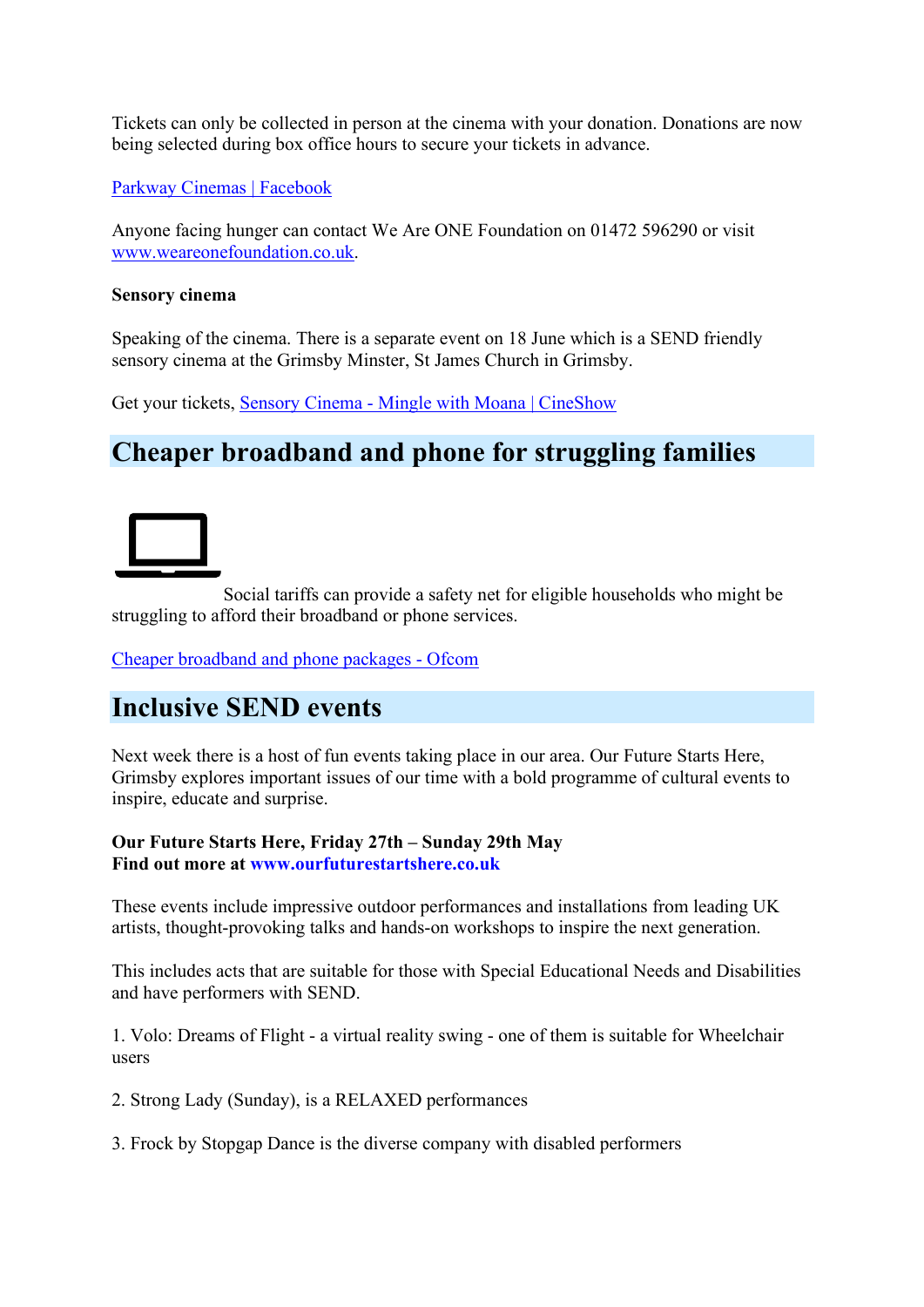Tickets can only be collected in person at the cinema with your donation. Donations are now being selected during box office hours to secure your tickets in advance.

[Parkway Cinemas | Facebook]

Anyone facing hunger can contact We Are ONE Foundation on 01472 596290 or visit www.weareonefoundation.co.uk.

**Sensory cinema**

Speaking of the cinema. There is a separate event on 18 June which is a SEND friendly sensory cinema at the Grimsby Minster, St James Church in Grimsby.

Get your tickets, [Sensory Cinema - Mingle with Moana | CineShow]

## Cheaper broadband and phone for struggling families

Social tariffs can provide a safety net for eligible households who might be struggling to afford their broadband or phone services.

[Cheaper broadband and phone packages - Ofcom]

## Inclusive SEND events

Next week there is a host of fun events taking place in our area. Our Future Starts Here, Grimsby explores important issues of our time with a bold programme of cultural events to inspire, educate and surprise.

**Our Future Starts Here, Friday 27th – Sunday 29th May**
**Find out more at www.ourfuturestartshere.co.uk**

These events include impressive outdoor performances and installations from leading UK artists, thought-provoking talks and hands-on workshops to inspire the next generation.

This includes acts that are suitable for those with Special Educational Needs and Disabilities and have performers with SEND.

1. Volo: Dreams of Flight - a virtual reality swing - one of them is suitable for Wheelchair users

2. Strong Lady (Sunday), is a RELAXED performances

3. Frock by Stopgap Dance is the diverse company with disabled performers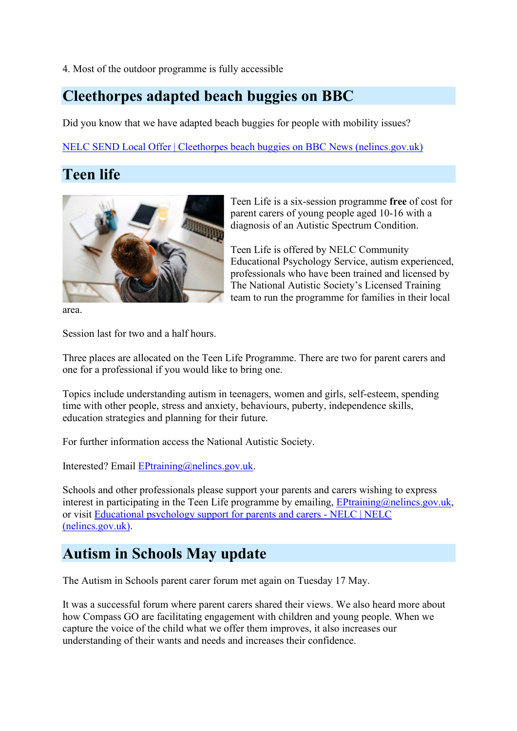4. Most of the outdoor programme is fully accessible

## Cleethorpes adapted beach buggies on BBC

Did you know that we have adapted beach buggies for people with mobility issues?

NELC SEND Local Offer | Cleethorpes beach buggies on BBC News (nelincs.gov.uk)

## Teen life

Teen Life is a six-session programme **free** of cost for parent carers of young people aged 10-16 with a diagnosis of an Autistic Spectrum Condition.

Teen Life is offered by NELC Community Educational Psychology Service, autism experienced, professionals who have been trained and licensed by The National Autistic Society's Licensed Training team to run the programme for families in their local area.

Session last for two and a half hours.

Three places are allocated on the Teen Life Programme. There are two for parent carers and one for a professional if you would like to bring one.

Topics include understanding autism in teenagers, women and girls, self-esteem, spending time with other people, stress and anxiety, behaviours, puberty, independence skills, education strategies and planning for their future.

For further information access the National Autistic Society.

Interested? Email EPtraining@nelincs.gov.uk.

Schools and other professionals please support your parents and carers wishing to express interest in participating in the Teen Life programme by emailing, EPtraining@nelincs.gov.uk, or visit Educational psychology support for parents and carers - NELC | NELC (nelincs.gov.uk).

## Autism in Schools May update

The Autism in Schools parent carer forum met again on Tuesday 17 May.

It was a successful forum where parent carers shared their views. We also heard more about how Compass GO are facilitating engagement with children and young people. When we capture the voice of the child what we offer them improves, it also increases our understanding of their wants and needs and increases their confidence.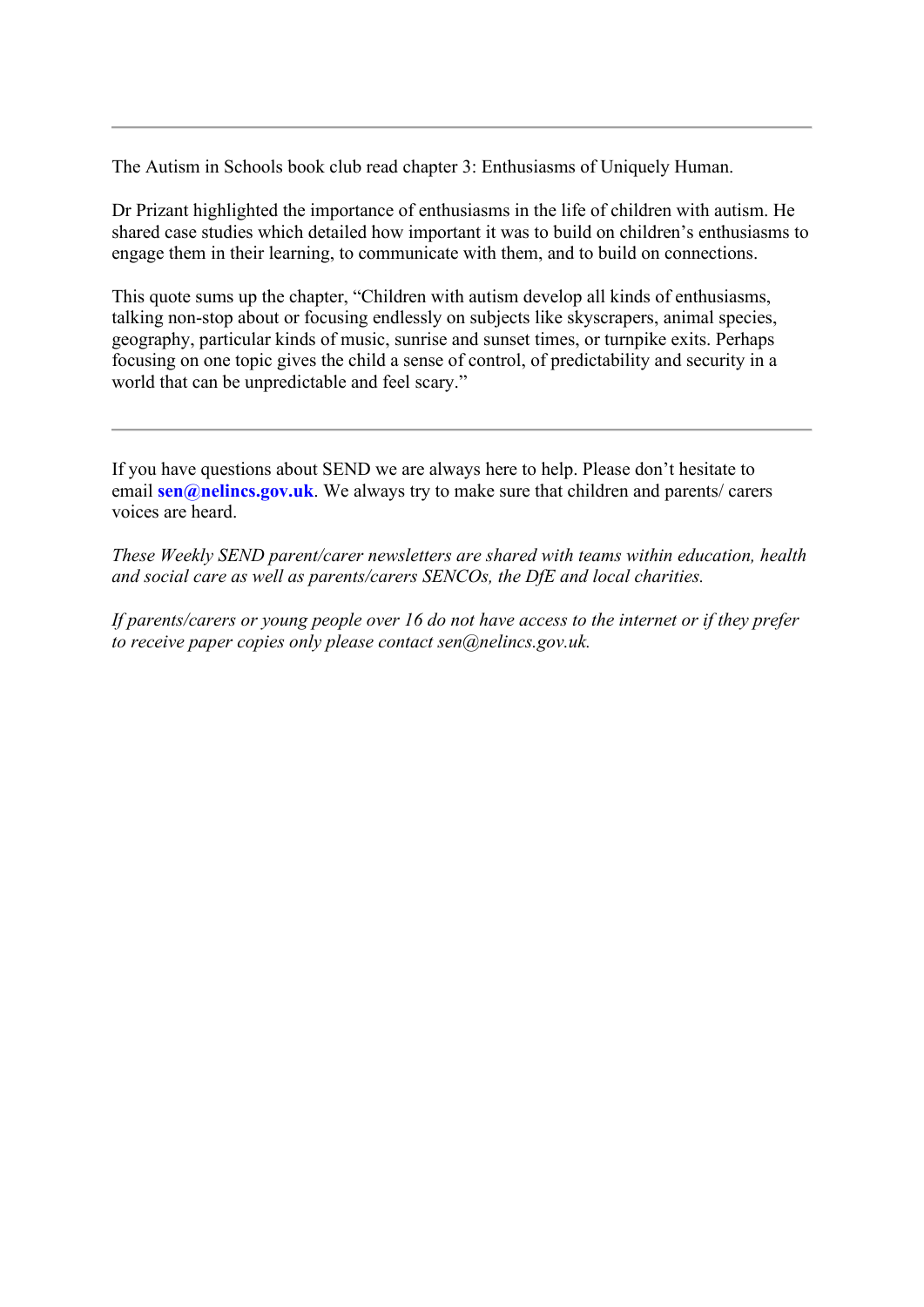---

The Autism in Schools book club read chapter 3: Enthusiasms of Uniquely Human.

Dr Prizant highlighted the importance of enthusiasms in the life of children with autism. He shared case studies which detailed how important it was to build on children's enthusiasms to engage them in their learning, to communicate with them, and to build on connections.

This quote sums up the chapter, "Children with autism develop all kinds of enthusiasms, talking non-stop about or focusing endlessly on subjects like skyscrapers, animal species, geography, particular kinds of music, sunrise and sunset times, or turnpike exits. Perhaps focusing on one topic gives the child a sense of control, of predictability and security in a world that can be unpredictable and feel scary."

---

If you have questions about SEND we are always here to help. Please don't hesitate to email **sen@nelincs.gov.uk**. We always try to make sure that children and parents/ carers voices are heard.

*These Weekly SEND parent/carer newsletters are shared with teams within education, health and social care as well as parents/carers SENCOs, the DfE and local charities.*

*If parents/carers or young people over 16 do not have access to the internet or if they prefer to receive paper copies only please contact sen@nelincs.gov.uk.*